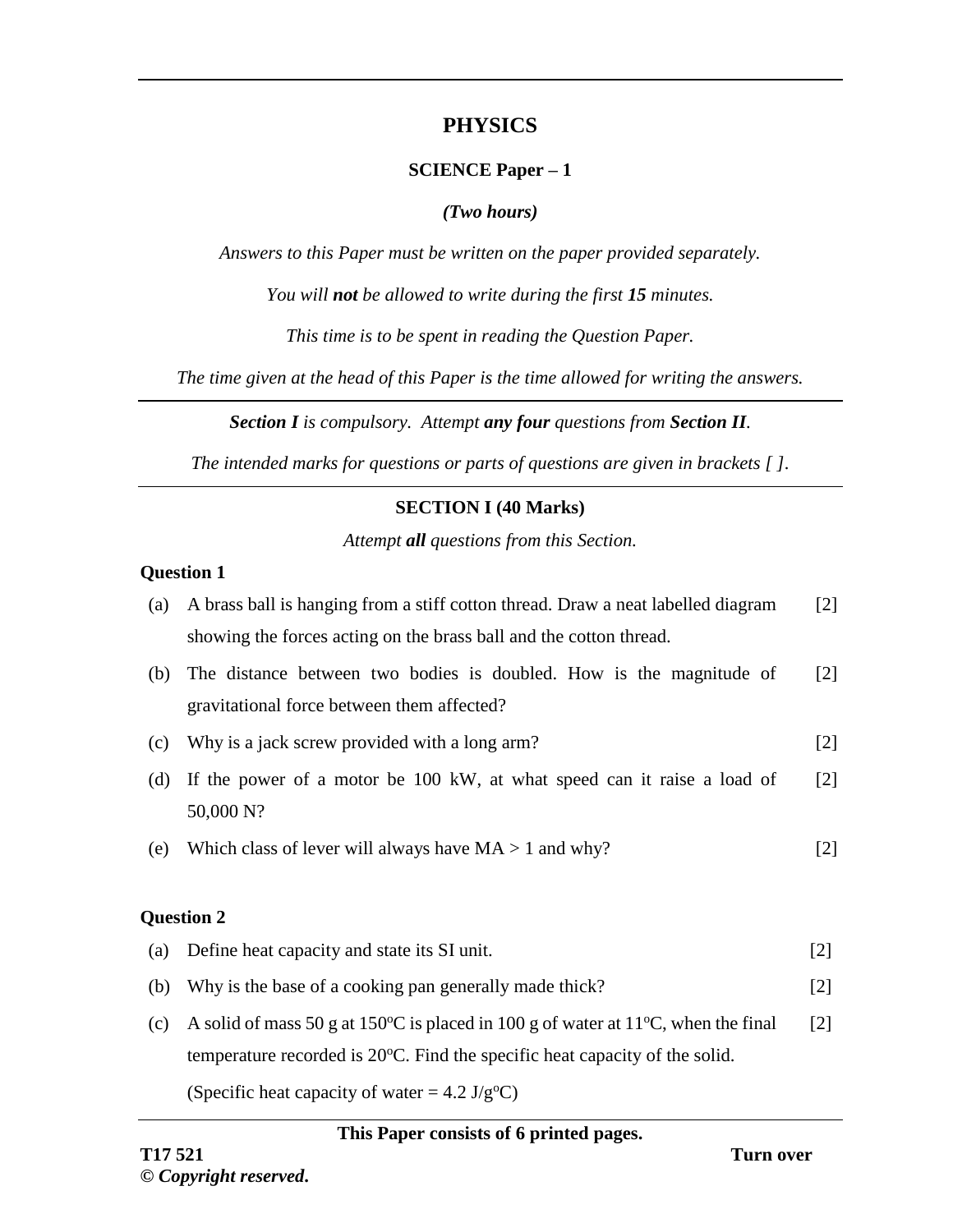# PHYSICS

## SCIENCE Paper – 1

***(Two hours)***

*Answers to this Paper must be written on the paper provided separately.*

*You will **not** be allowed to write during the first **15** minutes.*

*This time is to be spent in reading the Question Paper.*

*The time given at the head of this Paper is the time allowed for writing the answers.*

***Section I** is compulsory. Attempt **any four** questions from **Section II**.*

*The intended marks for questions or parts of questions are given in brackets [ ].*

---

## SECTION I (40 Marks)

*Attempt **all** questions from this Section.*

### Question 1

(a) A brass ball is hanging from a stiff cotton thread. Draw a neat labelled diagram showing the forces acting on the brass ball and the cotton thread. [2]

(b) The distance between two bodies is doubled. How is the magnitude of gravitational force between them affected? [2]

(c) Why is a jack screw provided with a long arm? [2]

(d) If the power of a motor be 100 kW, at what speed can it raise a load of 50,000 N? [2]

(e) Which class of lever will always have MA > 1 and why? [2]

### Question 2

(a) Define heat capacity and state its SI unit. [2]

(b) Why is the base of a cooking pan generally made thick? [2]

(c) A solid of mass 50 g at 150°C is placed in 100 g of water at 11°C, when the final temperature recorded is 20°C. Find the specific heat capacity of the solid. [2]

(Specific heat capacity of water = 4.2 J/g°C)

**This Paper consists of 6 printed pages.**

**T17 521**

**Turn over**

**©** ***Copyright reserved*****.**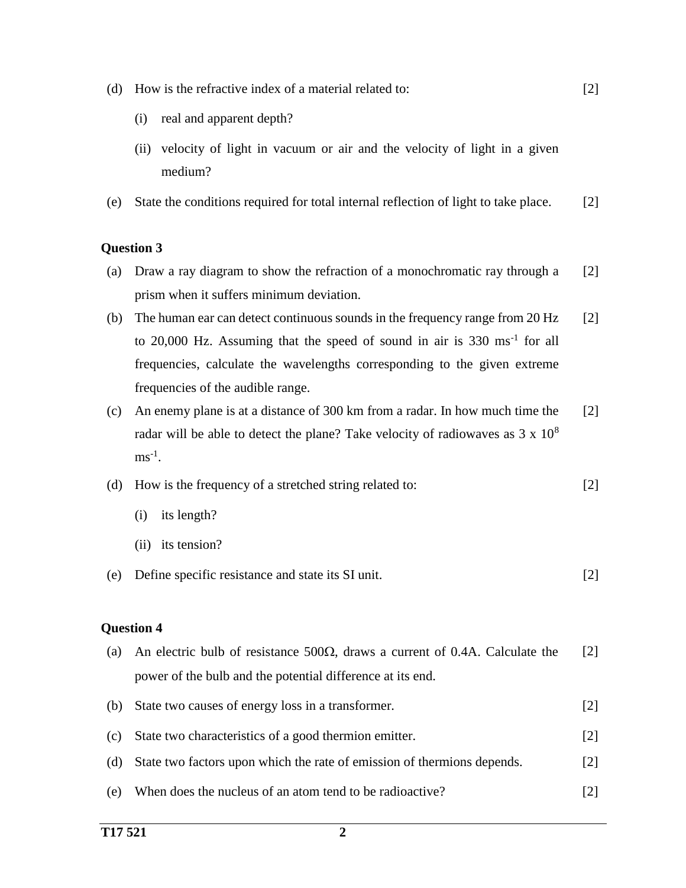(d) How is the refractive index of a material related to: [2]

(i) real and apparent depth?

(ii) velocity of light in vacuum or air and the velocity of light in a given medium?

(e) State the conditions required for total internal reflection of light to take place. [2]

### Question 3

(a) Draw a ray diagram to show the refraction of a monochromatic ray through a prism when it suffers minimum deviation. [2]

(b) The human ear can detect continuous sounds in the frequency range from 20 Hz to 20,000 Hz. Assuming that the speed of sound in air is 330 $ms^{-1}$ for all frequencies, calculate the wavelengths corresponding to the given extreme frequencies of the audible range. [2]

(c) An enemy plane is at a distance of 300 km from a radar. In how much time the radar will be able to detect the plane? Take velocity of radiowaves as $3 \times 10^8$ $ms^{-1}$. [2]

(d) How is the frequency of a stretched string related to: [2]

(i) its length?

(ii) its tension?

(e) Define specific resistance and state its SI unit. [2]

### Question 4

(a) An electric bulb of resistance 500Ω, draws a current of 0.4A. Calculate the power of the bulb and the potential difference at its end. [2]

(b) State two causes of energy loss in a transformer. [2]

(c) State two characteristics of a good thermion emitter. [2]

(d) State two factors upon which the rate of emission of thermions depends. [2]

(e) When does the nucleus of an atom tend to be radioactive? [2]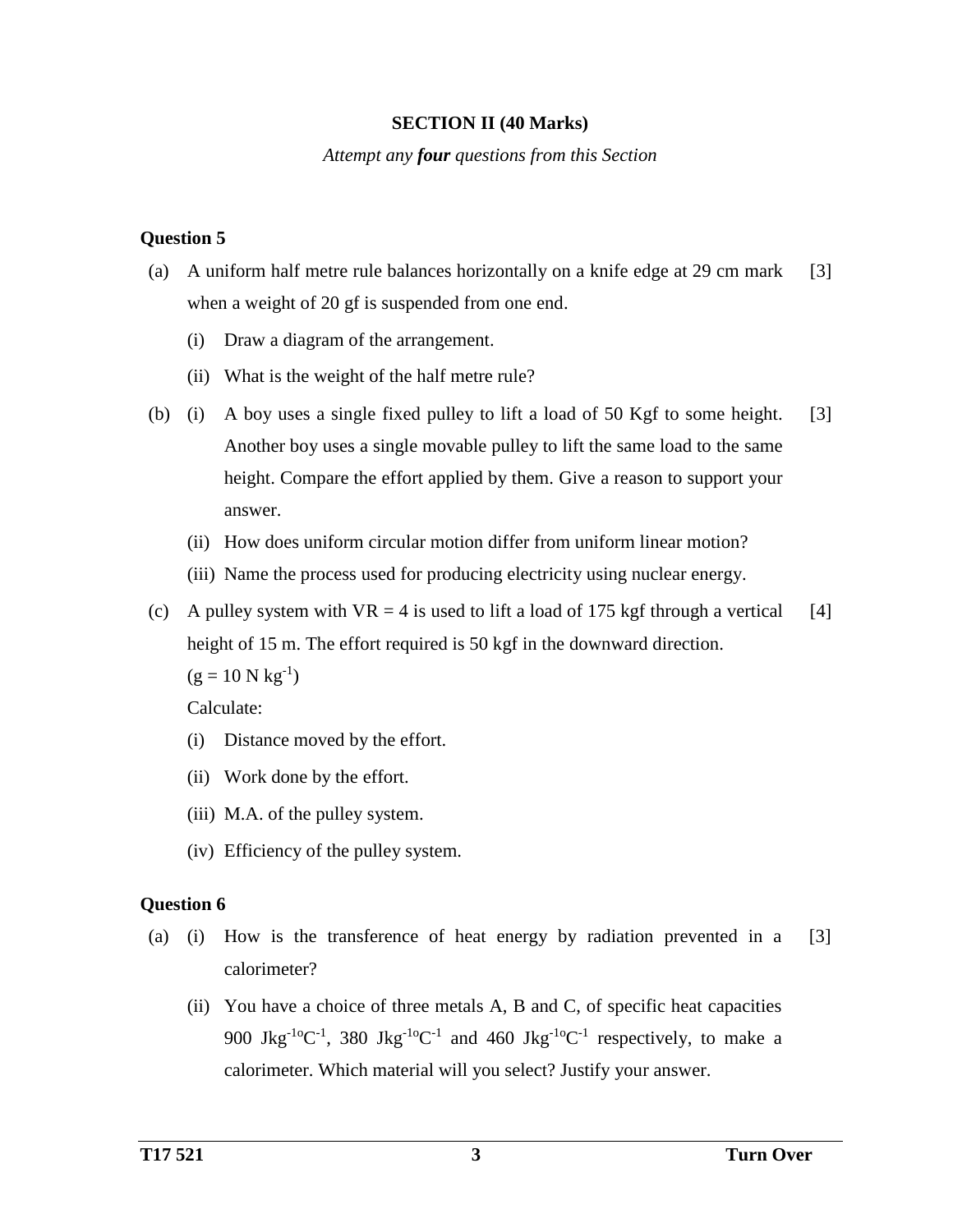## SECTION II (40 Marks)

*Attempt any* ***four*** *questions from this Section*

### Question 5

(a) A uniform half metre rule balances horizontally on a knife edge at 29 cm mark when a weight of 20 gf is suspended from one end. [3]

(i) Draw a diagram of the arrangement.

(ii) What is the weight of the half metre rule?

(b) (i) A boy uses a single fixed pulley to lift a load of 50 Kgf to some height. Another boy uses a single movable pulley to lift the same load to the same height. Compare the effort applied by them. Give a reason to support your answer. [3]

(ii) How does uniform circular motion differ from uniform linear motion?

(iii) Name the process used for producing electricity using nuclear energy.

(c) A pulley system with VR = 4 is used to lift a load of 175 kgf through a vertical height of 15 m. The effort required is 50 kgf in the downward direction. [4]

($g = 10 \text{ N kg}^{-1}$)

Calculate:

(i) Distance moved by the effort.

(ii) Work done by the effort.

(iii) M.A. of the pulley system.

(iv) Efficiency of the pulley system.

### Question 6

(a) (i) How is the transference of heat energy by radiation prevented in a calorimeter? [3]

(ii) You have a choice of three metals A, B and C, of specific heat capacities 900 $\text{Jkg}^{-1}\text{°C}^{-1}$, 380 $\text{Jkg}^{-1}\text{°C}^{-1}$ and 460 $\text{Jkg}^{-1}\text{°C}^{-1}$ respectively, to make a calorimeter. Which material will you select? Justify your answer.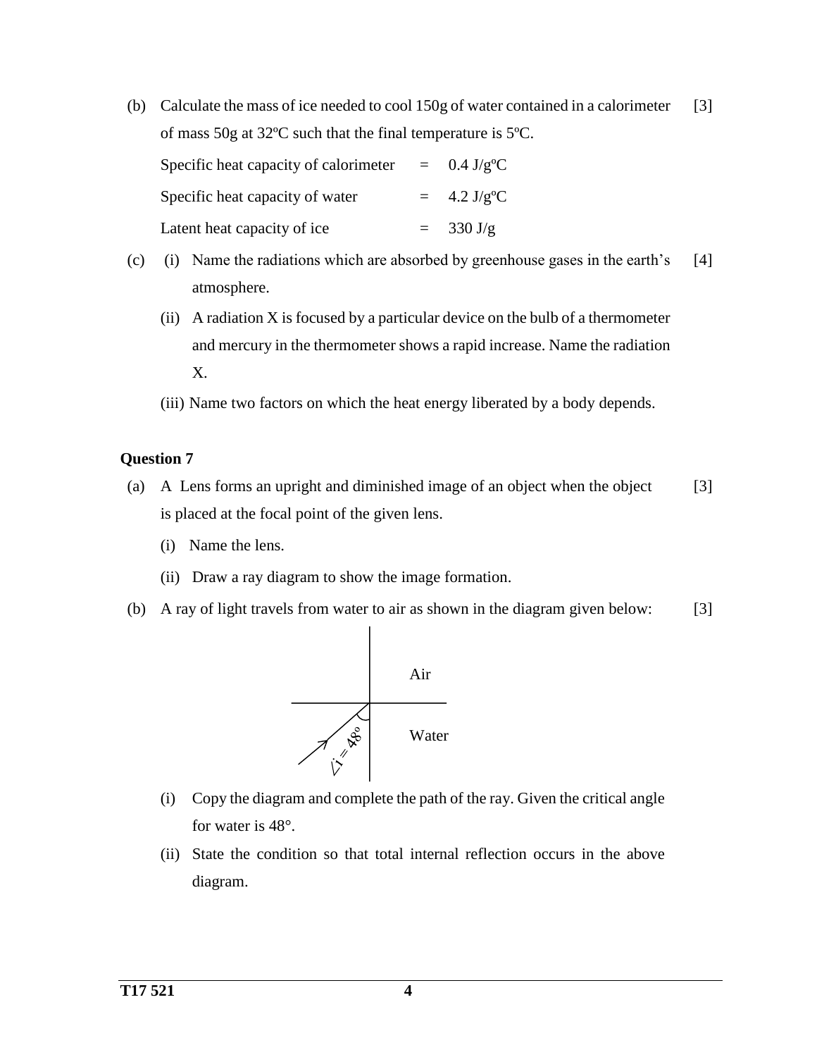(b) Calculate the mass of ice needed to cool 150g of water contained in a calorimeter of mass 50g at 32ºC such that the final temperature is 5ºC. [3]

Specific heat capacity of calorimeter = 0.4 J/gºC

Specific heat capacity of water = 4.2 J/gºC

Latent heat capacity of ice = 330 J/g

(c) (i) Name the radiations which are absorbed by greenhouse gases in the earth's atmosphere. [4]

(ii) A radiation X is focused by a particular device on the bulb of a thermometer and mercury in the thermometer shows a rapid increase. Name the radiation X.

(iii) Name two factors on which the heat energy liberated by a body depends.

### Question 7

(a) A Lens forms an upright and diminished image of an object when the object is placed at the focal point of the given lens. [3]

(i) Name the lens.

(ii) Draw a ray diagram to show the image formation.

(b) A ray of light travels from water to air as shown in the diagram given below: [3]

Air

Water

$\angle i = 48^{\circ}$

(i) Copy the diagram and complete the path of the ray. Given the critical angle for water is 48°.

(ii) State the condition so that total internal reflection occurs in the above diagram.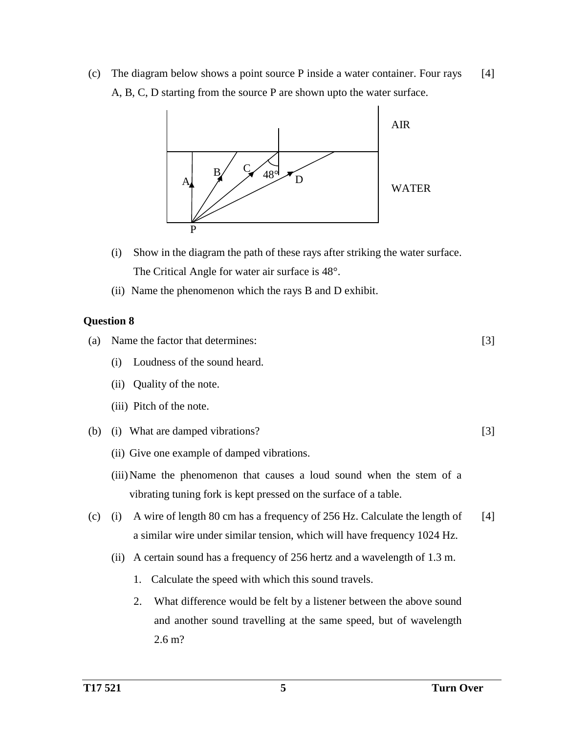(c) The diagram below shows a point source P inside a water container. Four rays A, B, C, D starting from the source P are shown upto the water surface. [4]

(i) Show in the diagram the path of these rays after striking the water surface. The Critical Angle for water air surface is 48°.

(ii) Name the phenomenon which the rays B and D exhibit.

**Question 8**

(a) Name the factor that determines: [3]

(i) Loudness of the sound heard.

(ii) Quality of the note.

(iii) Pitch of the note.

(b) (i) What are damped vibrations? [3]

(ii) Give one example of damped vibrations.

(iii) Name the phenomenon that causes a loud sound when the stem of a vibrating tuning fork is kept pressed on the surface of a table.

(c) (i) A wire of length 80 cm has a frequency of 256 Hz. Calculate the length of a similar wire under similar tension, which will have frequency 1024 Hz. [4]

(ii) A certain sound has a frequency of 256 hertz and a wavelength of 1.3 m.

1. Calculate the speed with which this sound travels.

2. What difference would be felt by a listener between the above sound and another sound travelling at the same speed, but of wavelength 2.6 m?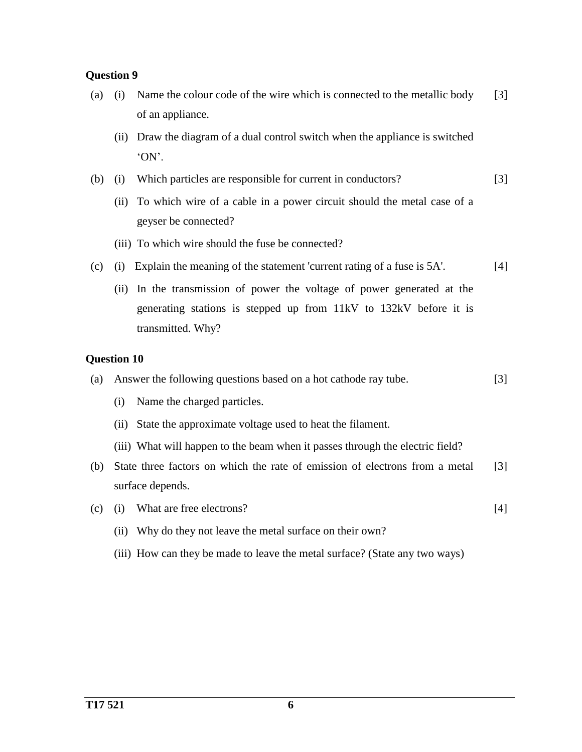**Question 9**

(a) (i) Name the colour code of the wire which is connected to the metallic body of an appliance. [3]

(ii) Draw the diagram of a dual control switch when the appliance is switched 'ON'.

(b) (i) Which particles are responsible for current in conductors? [3]

(ii) To which wire of a cable in a power circuit should the metal case of a geyser be connected?

(iii) To which wire should the fuse be connected?

(c) (i) Explain the meaning of the statement 'current rating of a fuse is 5A'. [4]

(ii) In the transmission of power the voltage of power generated at the generating stations is stepped up from 11kV to 132kV before it is transmitted. Why?

**Question 10**

(a) Answer the following questions based on a hot cathode ray tube. [3]

(i) Name the charged particles.

(ii) State the approximate voltage used to heat the filament.

(iii) What will happen to the beam when it passes through the electric field?

(b) State three factors on which the rate of emission of electrons from a metal surface depends. [3]

(c) (i) What are free electrons? [4]

(ii) Why do they not leave the metal surface on their own?

(iii) How can they be made to leave the metal surface? (State any two ways)